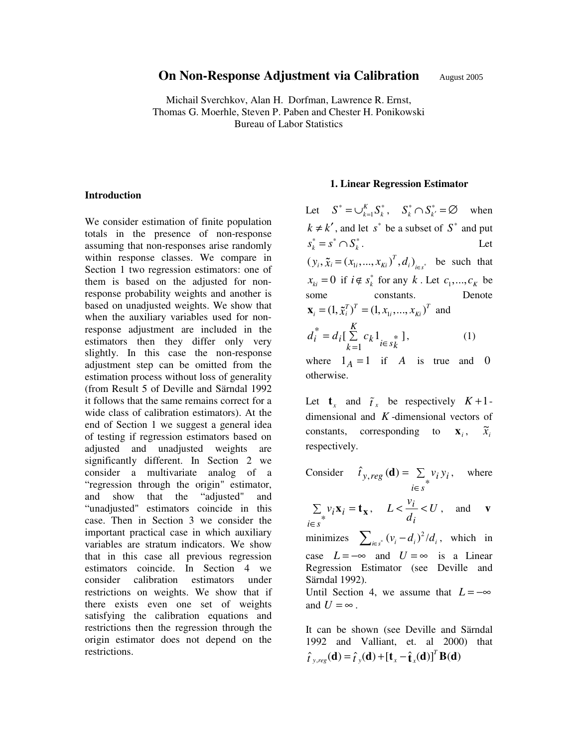# On Non-Response Adjustment via Calibration

August 2005

Michail Sverchkov, Alan H. Dorfman, Lawrence R. Ernst, Thomas G. Moerhle, Steven P. Paben and Chester H. Ponikowski
Bureau of Labor Statistics

## Introduction

We consider estimation of finite population totals in the presence of non-response assuming that non-responses arise randomly within response classes. We compare in Section 1 two regression estimators: one of them is based on the adjusted for non-response probability weights and another is based on unadjusted weights. We show that when the auxiliary variables used for non-response adjustment are included in the estimators then they differ only very slightly. In this case the non-response adjustment step can be omitted from the estimation process without loss of generality (from Result 5 of Deville and Särndal 1992 it follows that the same remains correct for a wide class of calibration estimators). At the end of Section 1 we suggest a general idea of testing if regression estimators based on adjusted and unadjusted weights are significantly different. In Section 2 we consider a multivariate analog of a "regression through the origin" estimator, and show that the "adjusted" and "unadjusted" estimators coincide in this case. Then in Section 3 we consider the important practical case in which auxiliary variables are stratum indicators. We show that in this case all previous regression estimators coincide. In Section 4 we consider calibration estimators under restrictions on weights. We show that if there exists even one set of weights satisfying the calibration equations and restrictions then the regression through the origin estimator does not depend on the restrictions.

## 1. Linear Regression Estimator

Let $S^* = \cup_{k=1}^{K} S_k^*$, $S_k^* \cap S_{k'}^* = \varnothing$ when $k \neq k'$, and let $s^*$ be a subset of $S^*$ and put $s_k^* = s^* \cap S_k^*$. Let $(y_i, \tilde{x}_i = (x_{1i}, ..., x_{Ki})^T, d_i)_{i \in s^*}$ be such that $x_{ki} = 0$ if $i \notin s_k^*$ for any $k$. Let $c_1, ..., c_K$ be some constants. Denote $\mathbf{x}_i = (1, \tilde{x}_i^T)^T = (1, x_{1i}, ..., x_{Ki})^T$ and

$$d_i^* = d_i [\sum_{k=1}^{K} c_k 1_{i \in s_k^*}], \tag{1}$$

where $1_A = 1$ if $A$ is true and $0$ otherwise.

Let $\mathbf{t}_x$ and $\tilde{t}_x$ be respectively $K+1$-dimensional and $K$-dimensional vectors of constants, corresponding to $\mathbf{x}_i$, $\tilde{x}_i$ respectively.

Consider $\hat{t}_{y,reg}(\mathbf{d}) = \sum_{i \in s^*} v_i y_i$, where $\sum_{i \in s^*} v_i \mathbf{x}_i = \mathbf{t}_{\mathbf{x}}$, $L < \frac{v_i}{d_i} < U$, and $\mathbf{v}$ minimizes $\sum_{i \in s^*} (v_i - d_i)^2 / d_i$, which in case $L = -\infty$ and $U = \infty$ is a Linear Regression Estimator (see Deville and Särndal 1992).
Until Section 4, we assume that $L = -\infty$ and $U = \infty$.

It can be shown (see Deville and Särndal 1992 and Valliant, et. al 2000) that $\hat{t}_{y,reg}(\mathbf{d}) = \hat{t}_y(\mathbf{d}) + [\mathbf{t}_x - \hat{\mathbf{t}}_x(\mathbf{d})]^T \mathbf{B}(\mathbf{d})$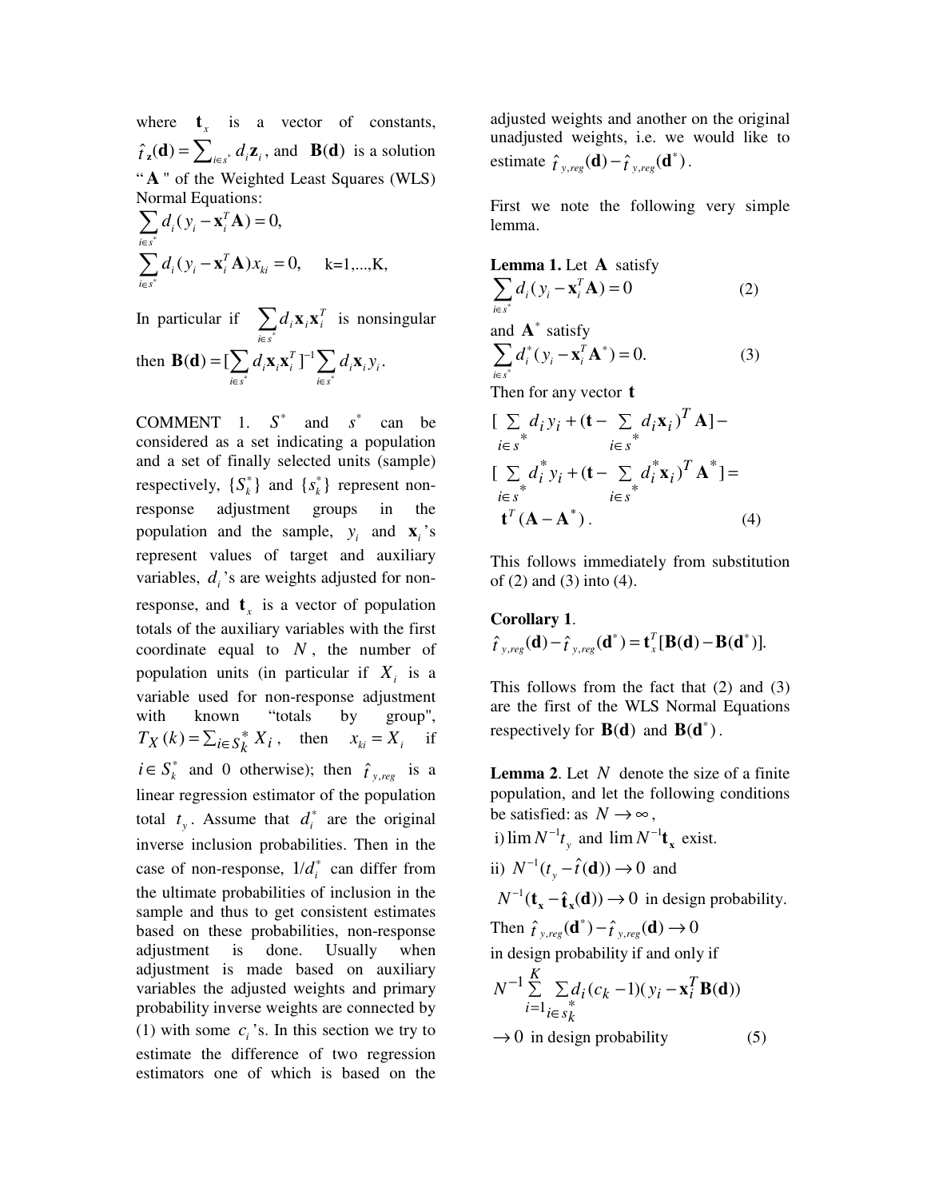where $\mathbf{t}_x$ is a vector of constants, $\hat{t}_{\mathbf{z}}(\mathbf{d}) = \sum_{i \in s^*} d_i \mathbf{z}_i$, and $\mathbf{B}(\mathbf{d})$ is a solution "$\mathbf{A}$" of the Weighted Least Squares (WLS) Normal Equations:

$$\sum_{i \in s^*} d_i (y_i - \mathbf{x}_i^T \mathbf{A}) = 0,$$

$$\sum_{i \in s^*} d_i (y_i - \mathbf{x}_i^T \mathbf{A}) x_{ki} = 0, \quad \text{k=1,...,K,}$$

In particular if $\sum_{i \in s^*} d_i \mathbf{x}_i \mathbf{x}_i^T$ is nonsingular then $\mathbf{B}(\mathbf{d}) = [\sum_{i \in s^*} d_i \mathbf{x}_i \mathbf{x}_i^T]^{-1} \sum_{i \in s^*} d_i \mathbf{x}_i y_i$.

COMMENT 1. $S^*$ and $s^*$ can be considered as a set indicating a population and a set of finally selected units (sample) respectively, $\{S_k^*\}$ and $\{s_k^*\}$ represent non-response adjustment groups in the population and the sample, $y_i$ and $\mathbf{x}_i$'s represent values of target and auxiliary variables, $d_i$'s are weights adjusted for non-response, and $\mathbf{t}_x$ is a vector of population totals of the auxiliary variables with the first coordinate equal to $N$, the number of population units (in particular if $X_i$ is a variable used for non-response adjustment with known "totals by group", $T_X(k) = \sum_{i \in S_k^*} X_i$, then $x_{ki} = X_i$ if $i \in S_k^*$ and 0 otherwise); then $\hat{t}_{y,reg}$ is a linear regression estimator of the population total $t_y$. Assume that $d_i^*$ are the original inverse inclusion probabilities. Then in the case of non-response, $1/d_i^*$ can differ from the ultimate probabilities of inclusion in the sample and thus to get consistent estimates based on these probabilities, non-response adjustment is done. Usually when adjustment is made based on auxiliary variables the adjusted weights and primary probability inverse weights are connected by (1) with some $c_i$'s. In this section we try to estimate the difference of two regression estimators one of which is based on the adjusted weights and another on the original unadjusted weights, i.e. we would like to estimate $\hat{t}_{y,reg}(\mathbf{d}) - \hat{t}_{y,reg}(\mathbf{d}^*)$.

First we note the following very simple lemma.

**Lemma 1.** Let $\mathbf{A}$ satisfy

$$\sum_{i \in s^*} d_i (y_i - \mathbf{x}_i^T \mathbf{A}) = 0 \tag{2}$$

and $\mathbf{A}^*$ satisfy

$$\sum_{i \in s^*} d_i^* (y_i - \mathbf{x}_i^T \mathbf{A}^*) = 0. \tag{3}$$

Then for any vector $\mathbf{t}$

$$[\sum_{i \in s^*} d_i y_i + (\mathbf{t} - \sum_{i \in s^*} d_i \mathbf{x}_i)^T \mathbf{A}] - [\sum_{i \in s^*} d_i^* y_i + (\mathbf{t} - \sum_{i \in s^*} d_i^* \mathbf{x}_i)^T \mathbf{A}^*] = \mathbf{t}^T (\mathbf{A} - \mathbf{A}^*). \tag{4}$$

This follows immediately from substitution of (2) and (3) into (4).

**Corollary 1**.

$$\hat{t}_{y,reg}(\mathbf{d}) - \hat{t}_{y,reg}(\mathbf{d}^*) = \mathbf{t}_x^T [\mathbf{B}(\mathbf{d}) - \mathbf{B}(\mathbf{d}^*)].$$

This follows from the fact that (2) and (3) are the first of the WLS Normal Equations respectively for $\mathbf{B}(\mathbf{d})$ and $\mathbf{B}(\mathbf{d}^*)$.

**Lemma 2**. Let $N$ denote the size of a finite population, and let the following conditions be satisfied: as $N \to \infty$,

i) $\lim N^{-1} t_y$ and $\lim N^{-1} \mathbf{t}_\mathbf{x}$ exist.

ii) $N^{-1}(t_y - \hat{t}(\mathbf{d})) \to 0$ and $N^{-1}(\mathbf{t}_\mathbf{x} - \hat{\mathbf{t}}_\mathbf{x}(\mathbf{d})) \to 0$ in design probability.

Then $\hat{t}_{y,reg}(\mathbf{d}^*) - \hat{t}_{y,reg}(\mathbf{d}) \to 0$ in design probability if and only if

$$N^{-1} \sum_{i=1}^{K} \sum_{i \in s_k^*} d_i (c_k - 1)(y_i - \mathbf{x}_i^T \mathbf{B}(\mathbf{d})) \to 0 \text{ in design probability} \tag{5}$$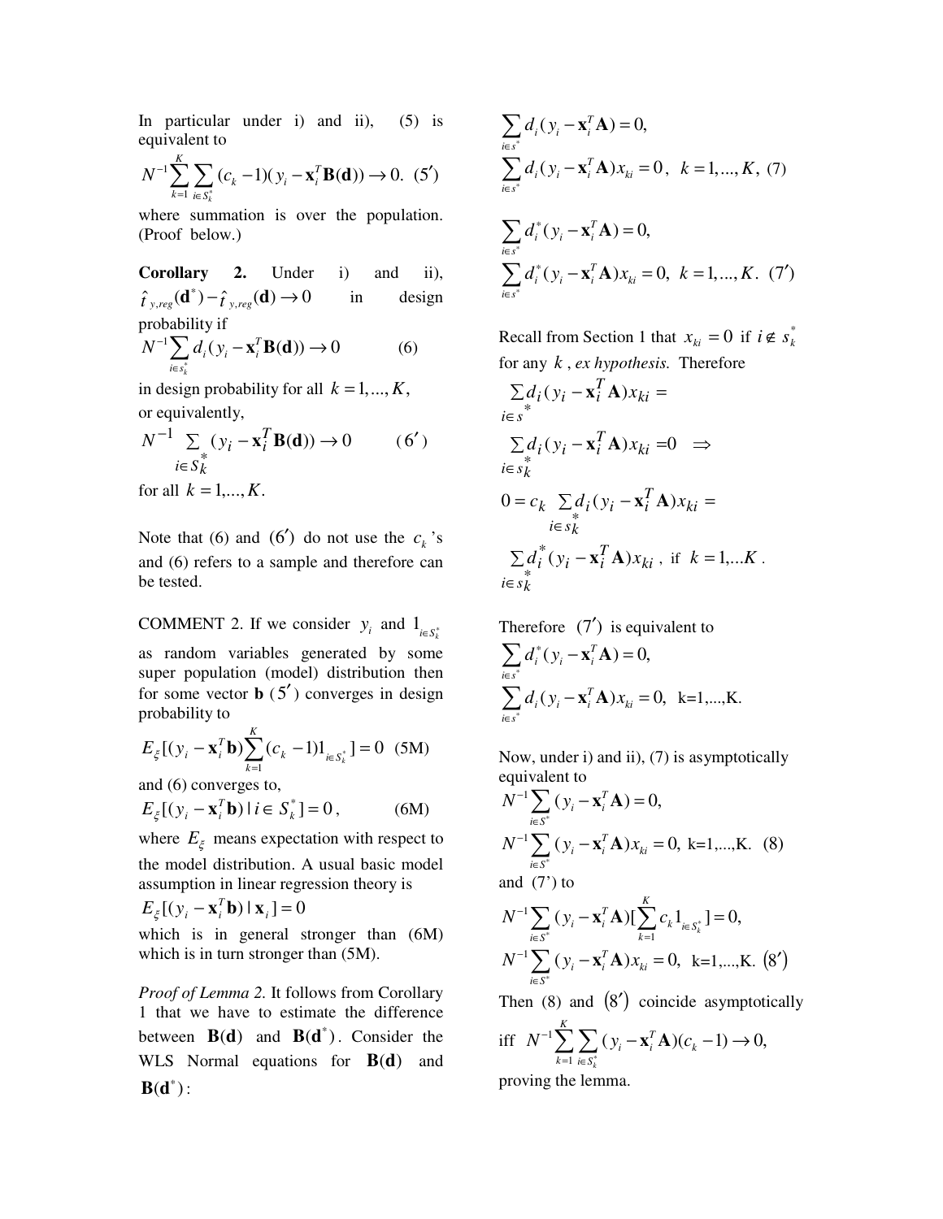In particular under i) and ii), (5) is equivalent to

$$N^{-1}\sum_{k=1}^{K}\sum_{i\in S_k^*}(c_k-1)(y_i-\mathbf{x}_i^T\mathbf{B}(\mathbf{d}))\to 0. \quad (5')$$

where summation is over the population. (Proof below.)

**Corollary 2.** Under i) and ii), $\hat{t}_{y,reg}(\mathbf{d}^*)-\hat{t}_{y,reg}(\mathbf{d})\to 0$ in design probability if

$$N^{-1}\sum_{i\in s_k^*}d_i(y_i-\mathbf{x}_i^T\mathbf{B}(\mathbf{d}))\to 0 \qquad (6)$$

in design probability for all $k=1,...,K$, or equivalently,

$$N^{-1}\sum_{i\in S_k^*}(y_i-\mathbf{x}_i^T\mathbf{B}(\mathbf{d}))\to 0 \qquad (6')$$

for all $k=1,...,K$.

Note that (6) and $(6')$ do not use the $c_k$'s and (6) refers to a sample and therefore can be tested.

COMMENT 2. If we consider $y_i$ and $1_{i\in S_k^*}$ as random variables generated by some super population (model) distribution then for some vector $\mathbf{b}$ $(5')$ converges in design probability to

$$E_\xi[(y_i-\mathbf{x}_i^T\mathbf{b})\sum_{k=1}^{K}(c_k-1)1_{i\in S_k^*}]=0 \quad \text{(5M)}$$

and (6) converges to,

$$E_\xi[(y_i-\mathbf{x}_i^T\mathbf{b})\mid i\in S_k^*]=0, \qquad \text{(6M)}$$

where $E_\xi$ means expectation with respect to the model distribution. A usual basic model assumption in linear regression theory is

$$E_\xi[(y_i-\mathbf{x}_i^T\mathbf{b})\mid \mathbf{x}_i]=0$$

which is in general stronger than (6M) which is in turn stronger than (5M).

*Proof of Lemma 2.* It follows from Corollary 1 that we have to estimate the difference between $\mathbf{B}(\mathbf{d})$ and $\mathbf{B}(\mathbf{d}^*)$. Consider the WLS Normal equations for $\mathbf{B}(\mathbf{d})$ and $\mathbf{B}(\mathbf{d}^*)$:

$$\sum_{i\in s^*}d_i(y_i-\mathbf{x}_i^T\mathbf{A})=0,$$
$$\sum_{i\in s^*}d_i(y_i-\mathbf{x}_i^T\mathbf{A})x_{ki}=0, \quad k=1,...,K, \quad (7)$$

$$\sum_{i\in s^*}d_i^*(y_i-\mathbf{x}_i^T\mathbf{A})=0,$$
$$\sum_{i\in s^*}d_i^*(y_i-\mathbf{x}_i^T\mathbf{A})x_{ki}=0, \quad k=1,...,K. \quad (7')$$

Recall from Section 1 that $x_{ki}=0$ if $i\notin s_k^*$ for any $k$, *ex hypothesis.* Therefore

$$\sum_{i\in s^*}d_i(y_i-\mathbf{x}_i^T\mathbf{A})x_{ki}=$$
$$\sum_{i\in s_k^*}d_i(y_i-\mathbf{x}_i^T\mathbf{A})x_{ki}=0 \quad \Rightarrow$$
$$0=c_k\sum_{i\in s_k^*}d_i(y_i-\mathbf{x}_i^T\mathbf{A})x_{ki}=$$
$$\sum_{i\in s_k^*}d_i^*(y_i-\mathbf{x}_i^T\mathbf{A})x_{ki}, \text{ if } k=1,...K.$$

Therefore $(7')$ is equivalent to

$$\sum_{i\in s^*}d_i^*(y_i-\mathbf{x}_i^T\mathbf{A})=0,$$
$$\sum_{i\in s^*}d_i(y_i-\mathbf{x}_i^T\mathbf{A})x_{ki}=0, \quad \text{k=1,...,K.}$$

Now, under i) and ii), (7) is asymptotically equivalent to

$$N^{-1}\sum_{i\in S^*}(y_i-\mathbf{x}_i^T\mathbf{A})=0,$$
$$N^{-1}\sum_{i\in S^*}(y_i-\mathbf{x}_i^T\mathbf{A})x_{ki}=0, \quad \text{k=1,...,K.} \quad (8)$$

and (7') to

$$N^{-1}\sum_{i\in S^*}(y_i-\mathbf{x}_i^T\mathbf{A})[\sum_{k=1}^{K}c_k1_{i\in S_k^*}]=0,$$
$$N^{-1}\sum_{i\in S^*}(y_i-\mathbf{x}_i^T\mathbf{A})x_{ki}=0, \quad \text{k=1,...,K.} \quad (8')$$

Then (8) and $(8')$ coincide asymptotically iff $N^{-1}\sum_{k=1}^{K}\sum_{i\in S_k^*}(y_i-\mathbf{x}_i^T\mathbf{A})(c_k-1)\to 0,$ proving the lemma.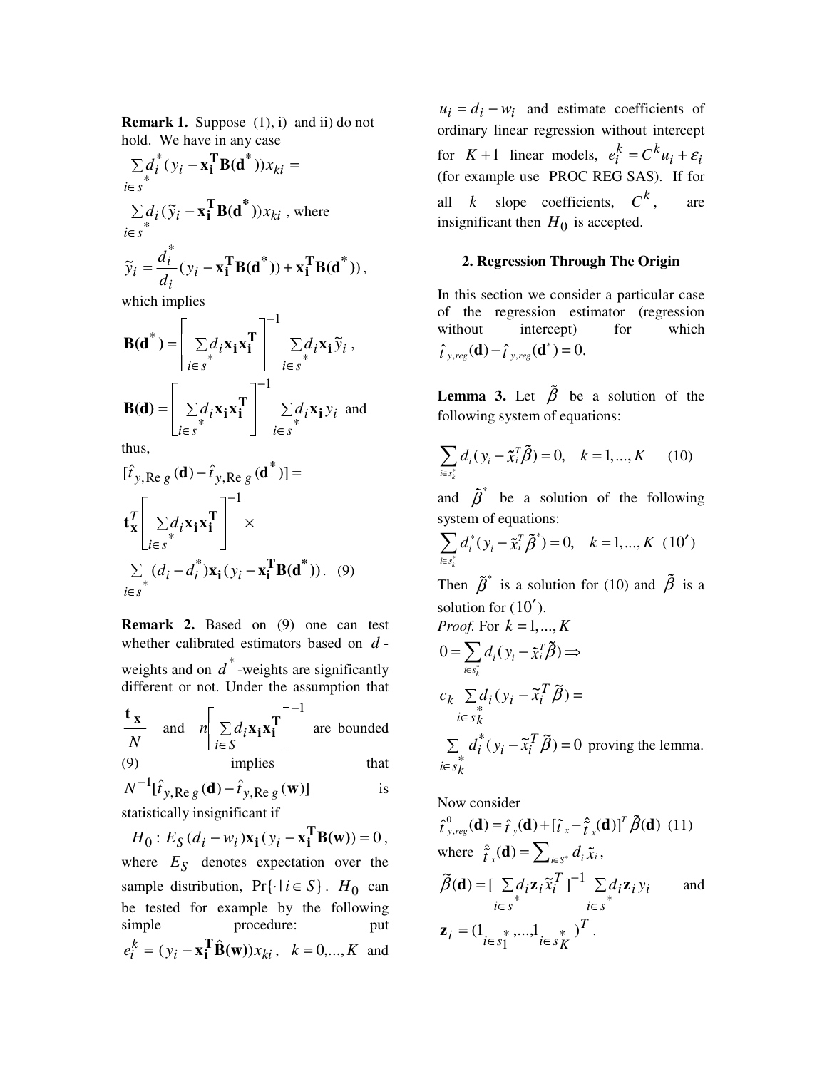**Remark 1.** Suppose (1), i) and ii) do not hold. We have in any case

$$\sum_{i\in s^*} d_i^*(y_i - \mathbf{x_i^T B(d^*)})x_{ki} =$$

$$\sum_{i\in s^*} d_i(\tilde{y}_i - \mathbf{x_i^T B(d^*)})x_{ki}\text{, where}$$

$$\tilde{y}_i = \frac{d_i^*}{d_i}(y_i - \mathbf{x_i^T B(d^*)}) + \mathbf{x_i^T B(d^*)}),$$

which implies

$$\mathbf{B(d^*)} = \left[\sum_{i\in s^*} d_i \mathbf{x_i x_i^T}\right]^{-1} \sum_{i\in s^*} d_i \mathbf{x_i} \tilde{y}_i\,,$$

$$\mathbf{B(d)} = \left[\sum_{i\in s^*} d_i \mathbf{x_i x_i^T}\right]^{-1} \sum_{i\in s^*} d_i \mathbf{x_i} y_i \text{ and}$$

thus,

$$[\hat{t}_{y,\mathrm{Re}\,g}(\mathbf{d}) - \hat{t}_{y,\mathrm{Re}\,g}(\mathbf{d}^*)] =$$

$$\mathbf{t}_{\mathbf{x}}^T \left[\sum_{i\in s^*} d_i \mathbf{x_i x_i^T}\right]^{-1} \times$$

$$\sum_{i\in s^*} (d_i - d_i^*)\mathbf{x_i}(y_i - \mathbf{x_i^T B(d^*)}). \quad (9)$$

**Remark 2.** Based on (9) one can test whether calibrated estimators based on $d$-weights and on $d^*$-weights are significantly different or not. Under the assumption that $\frac{\mathbf{t_x}}{N}$ and $n\left[\sum_{i\in S} d_i \mathbf{x_i x_i^T}\right]^{-1}$ are bounded (9) implies that $N^{-1}[\hat{t}_{y,\mathrm{Re}\,g}(\mathbf{d}) - \hat{t}_{y,\mathrm{Re}\,g}(\mathbf{w})]$ is statistically insignificant if

$$H_0: E_S(d_i - w_i)\mathbf{x_i}(y_i - \mathbf{x_i^T B(w)}) = 0,$$

where $E_S$ denotes expectation over the sample distribution, $\Pr\{\cdot \mid i \in S\}$. $H_0$ can be tested for example by the following simple procedure: put $e_i^k = (y_i - \mathbf{x_i^T \hat{B}(w)})x_{ki}$, $k = 0,...,K$ and $u_i = d_i - w_i$ and estimate coefficients of ordinary linear regression without intercept for $K+1$ linear models, $e_i^k = C^k u_i + \varepsilon_i$ (for example use PROC REG SAS). If for all $k$ slope coefficients, $C^k$, are insignificant then $H_0$ is accepted.

## 2. Regression Through The Origin

In this section we consider a particular case of the regression estimator (regression without intercept) for which $\hat{t}_{y,reg}(\mathbf{d}) - \hat{t}_{y,reg}(\mathbf{d}^*) = 0.$

**Lemma 3.** Let $\tilde{\beta}$ be a solution of the following system of equations:

$$\sum_{i\in s_k^*} d_i(y_i - \tilde{x}_i^T \tilde{\beta}) = 0, \quad k = 1,...,K \qquad (10)$$

and $\tilde{\beta}^*$ be a solution of the following system of equations:

$$\sum_{i\in s_k^*} d_i^*(y_i - \tilde{x}_i^T \tilde{\beta}^*) = 0, \quad k = 1,...,K \quad (10')$$

Then $\tilde{\beta}^*$ is a solution for (10) and $\tilde{\beta}$ is a solution for $(10')$.

*Proof.* For $k = 1,...,K$

$$0 = \sum_{i\in s_k^*} d_i(y_i - \tilde{x}_i^T \tilde{\beta}) \Rightarrow$$

$$c_k \sum_{i\in s_k^*} d_i(y_i - \tilde{x}_i^T \tilde{\beta}) =$$

$$\sum_{i\in s_k^*} d_i^*(y_i - \tilde{x}_i^T \tilde{\beta}) = 0 \text{ proving the lemma.}$$

Now consider

$$\hat{t}^{\,0}_{y,reg}(\mathbf{d}) = \hat{t}_y(\mathbf{d}) + [\tilde{t}_x - \hat{\tilde{t}}_x(\mathbf{d})]^T \tilde{\beta}(\mathbf{d}) \quad (11)$$

where $\hat{\tilde{t}}_x(\mathbf{d}) = \sum_{i\in S^*} d_i \tilde{x}_i$,

$$\tilde{\beta}(\mathbf{d}) = [\sum_{i\in s^*} d_i \mathbf{z}_i \tilde{x}_i^T]^{-1} \sum_{i\in s^*} d_i \mathbf{z}_i y_i \quad \text{and}$$

$$\mathbf{z}_i = (1_{i\in s_1^*},...,1_{i\in s_K^*})^T.$$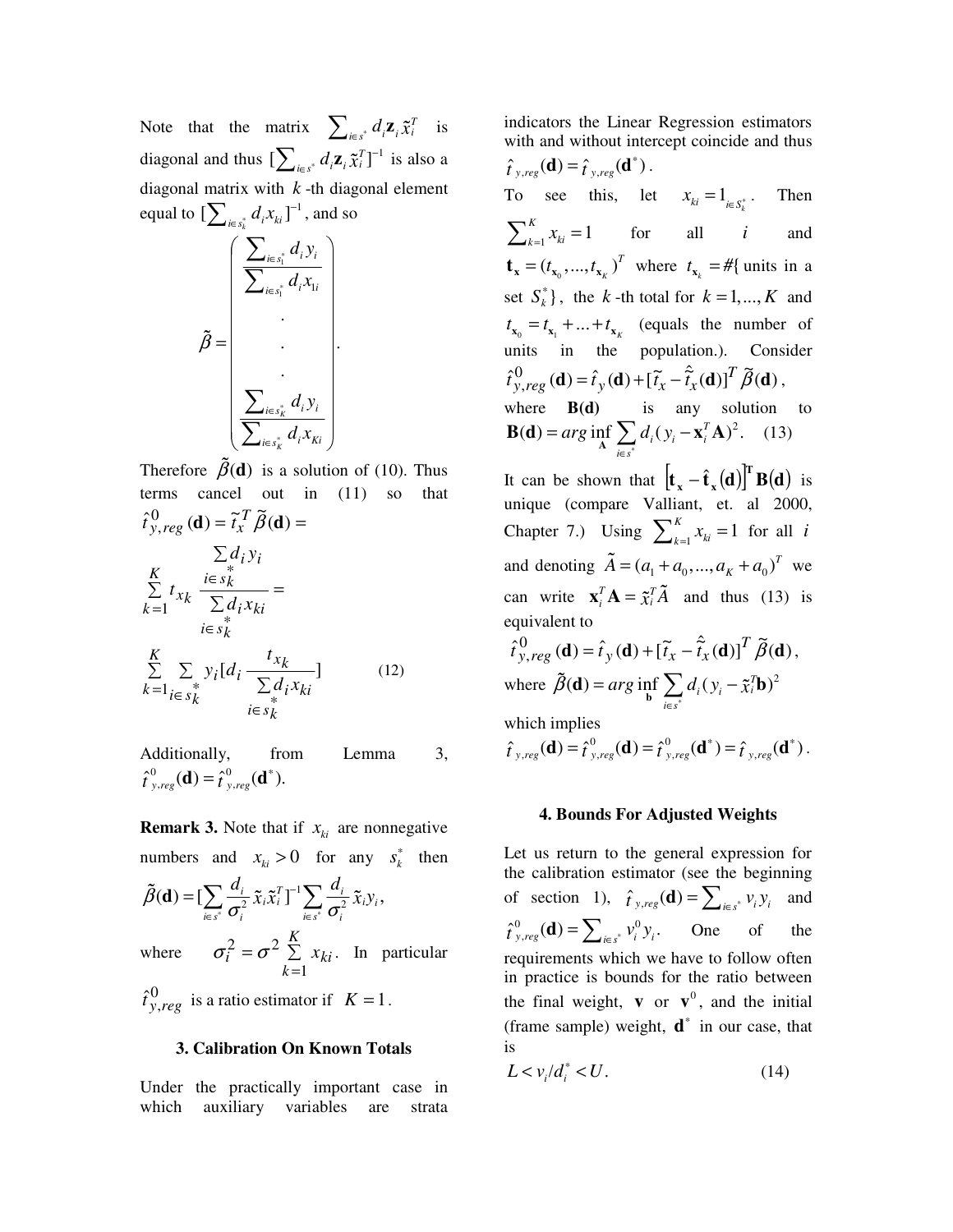Note that the matrix $\sum_{i \in s^*} d_i \mathbf{z}_i \tilde{x}_i^T$ is diagonal and thus $[\sum_{i \in s^*} d_i \mathbf{z}_i \tilde{x}_i^T]^{-1}$ is also a diagonal matrix with $k$-th diagonal element equal to $[\sum_{i \in s_k^*} d_i x_{ki}]^{-1}$, and so

$$
\tilde{\beta} = \begin{pmatrix} \dfrac{\sum_{i \in s_1^*} d_i y_i}{\sum_{i \in s_1^*} d_i x_{1i}} \\ \cdot \\ \cdot \\ \cdot \\ \dfrac{\sum_{i \in s_K^*} d_i y_i}{\sum_{i \in s_K^*} d_i x_{Ki}} \end{pmatrix}.
$$

Therefore $\tilde{\beta}(\mathbf{d})$ is a solution of (10). Thus terms cancel out in (11) so that

$$
\hat{t}^0_{y,reg}(\mathbf{d}) = \tilde{t}_x^T \, \tilde{\beta}(\mathbf{d}) = \sum_{k=1}^{K} t_{x_k} \frac{\sum_{i \in s_k^*} d_i y_i}{\sum_{i \in s_k^*} d_i x_{ki}} = \sum_{k=1}^{K} \sum_{i \in s_k^*} y_i [d_i \frac{t_{x_k}}{\sum_{i \in s_k^*} d_i x_{ki}}] \qquad (12)
$$

Additionally, from Lemma 3, $\hat{t}^0_{y,reg}(\mathbf{d}) = \hat{t}^0_{y,reg}(\mathbf{d}^*)$.

**Remark 3.** Note that if $x_{ki}$ are nonnegative numbers and $x_{ki} > 0$ for any $s_k^*$ then

$$
\tilde{\beta}(\mathbf{d}) = [\sum_{i \in s^*} \frac{d_i}{\sigma_i^2} \tilde{x}_i \tilde{x}_i^T]^{-1} \sum_{i \in s^*} \frac{d_i}{\sigma_i^2} \tilde{x}_i y_i,
$$

where $\sigma_i^2 = \sigma^2 \sum_{k=1}^{K} x_{ki}$. In particular $\hat{t}^0_{y,reg}$ is a ratio estimator if $K = 1$.

### 3. Calibration On Known Totals

Under the practically important case in which auxiliary variables are strata indicators the Linear Regression estimators with and without intercept coincide and thus $\hat{t}_{y,reg}(\mathbf{d}) = \hat{t}_{y,reg}(\mathbf{d}^*)$.

To see this, let $x_{ki} = 1_{i \in S_k^*}$. Then $\sum_{k=1}^{K} x_{ki} = 1$ for all $i$ and $\mathbf{t_x} = (t_{\mathbf{x}_0}, ..., t_{\mathbf{x}_K})^T$ where $t_{\mathbf{x}_k} = \#\{$ units in a set $S_k^*\}$, the $k$-th total for $k = 1, ..., K$ and $t_{\mathbf{x}_0} = t_{\mathbf{x}_1} + ... + t_{\mathbf{x}_K}$ (equals the number of units in the population.). Consider $\hat{t}^0_{y,reg}(\mathbf{d}) = \hat{t}_y(\mathbf{d}) + [\tilde{t}_x - \hat{\tilde{t}}_x(\mathbf{d})]^T \, \tilde{\beta}(\mathbf{d})$,

where $\mathbf{B(d)}$ is any solution to

$$
\mathbf{B}(\mathbf{d}) = arg \inf_{\mathbf{A}} \sum_{i \in s^*} d_i (y_i - \mathbf{x}_i^T \mathbf{A})^2. \quad (13)
$$

It can be shown that $[\mathbf{t_x} - \hat{\mathbf{t}}_\mathbf{x}(\mathbf{d})]^\mathbf{T} \mathbf{B}(\mathbf{d})$ is unique (compare Valliant, et. al 2000, Chapter 7.) Using $\sum_{k=1}^{K} x_{ki} = 1$ for all $i$ and denoting $\tilde{A} = (a_1 + a_0, ..., a_K + a_0)^T$ we can write $\mathbf{x}_i^T \mathbf{A} = \tilde{x}_i^T \tilde{A}$ and thus (13) is equivalent to

$$
\hat{t}^0_{y,reg}(\mathbf{d}) = \hat{t}_y(\mathbf{d}) + [\tilde{t}_x - \hat{\tilde{t}}_x(\mathbf{d})]^T \, \tilde{\beta}(\mathbf{d}),
$$

where $\tilde{\beta}(\mathbf{d}) = arg \inf_{\mathbf{b}} \sum_{i \in s^*} d_i (y_i - \tilde{x}_i^T \mathbf{b})^2$

which implies

$$
\hat{t}_{y,reg}(\mathbf{d}) = \hat{t}^0_{y,reg}(\mathbf{d}) = \hat{t}^0_{y,reg}(\mathbf{d}^*) = \hat{t}_{y,reg}(\mathbf{d}^*).
$$

### 4. Bounds For Adjusted Weights

Let us return to the general expression for the calibration estimator (see the beginning of section 1), $\hat{t}_{y,reg}(\mathbf{d}) = \sum_{i \in s^*} v_i y_i$ and $\hat{t}^0_{y,reg}(\mathbf{d}) = \sum_{i \in s^*} v_i^0 y_i$. One of the requirements which we have to follow often in practice is bounds for the ratio between the final weight, $\mathbf{v}$ or $\mathbf{v}^0$, and the initial (frame sample) weight, $\mathbf{d}^*$ in our case, that is

$$
L < v_i / d_i^* < U. \qquad (14)
$$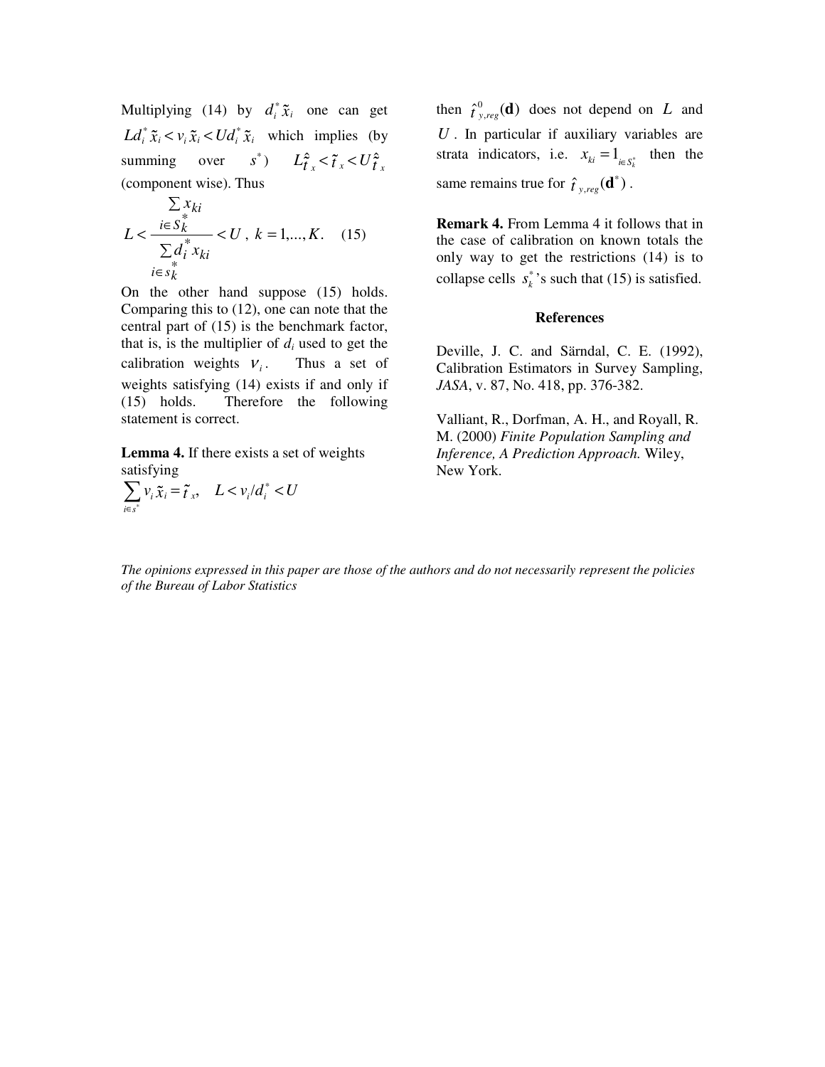Multiplying (14) by $d_i^* \tilde{x}_i$ one can get $L d_i^* \tilde{x}_i < v_i \tilde{x}_i < U d_i^* \tilde{x}_i$ which implies (by summing over $s^*$) $L\hat{\tilde{t}}_x < \tilde{t}_x < U\hat{\tilde{t}}_x$ (component wise). Thus

$$L < \frac{\sum_{i \in S_k^*} x_{ki}}{\sum_{i \in s_k^*} d_i^* x_{ki}} < U \, , \; k = 1,...,K. \quad (15)$$

On the other hand suppose (15) holds. Comparing this to (12), one can note that the central part of (15) is the benchmark factor, that is, is the multiplier of $d_i$ used to get the calibration weights $v_i$. Thus a set of weights satisfying (14) exists if and only if (15) holds. Therefore the following statement is correct.

**Lemma 4.** If there exists a set of weights satisfying

$$\sum_{i \in s^*} v_i \tilde{x}_i = \tilde{t}_x, \quad L < v_i / d_i^* < U$$

then $\hat{t}^0_{y,reg}(\mathbf{d})$ does not depend on $L$ and $U$. In particular if auxiliary variables are strata indicators, i.e. $x_{ki} = 1_{i \in S_k^*}$ then the same remains true for $\hat{t}_{y,reg}(\mathbf{d}^*)$.

**Remark 4.** From Lemma 4 it follows that in the case of calibration on known totals the only way to get the restrictions (14) is to collapse cells $s_k^*$'s such that (15) is satisfied.

## References

Deville, J. C. and Särndal, C. E. (1992), Calibration Estimators in Survey Sampling, *JASA*, v. 87, No. 418, pp. 376-382.

Valliant, R., Dorfman, A. H., and Royall, R. M. (2000) *Finite Population Sampling and Inference, A Prediction Approach.* Wiley, New York.

*The opinions expressed in this paper are those of the authors and do not necessarily represent the policies of the Bureau of Labor Statistics*